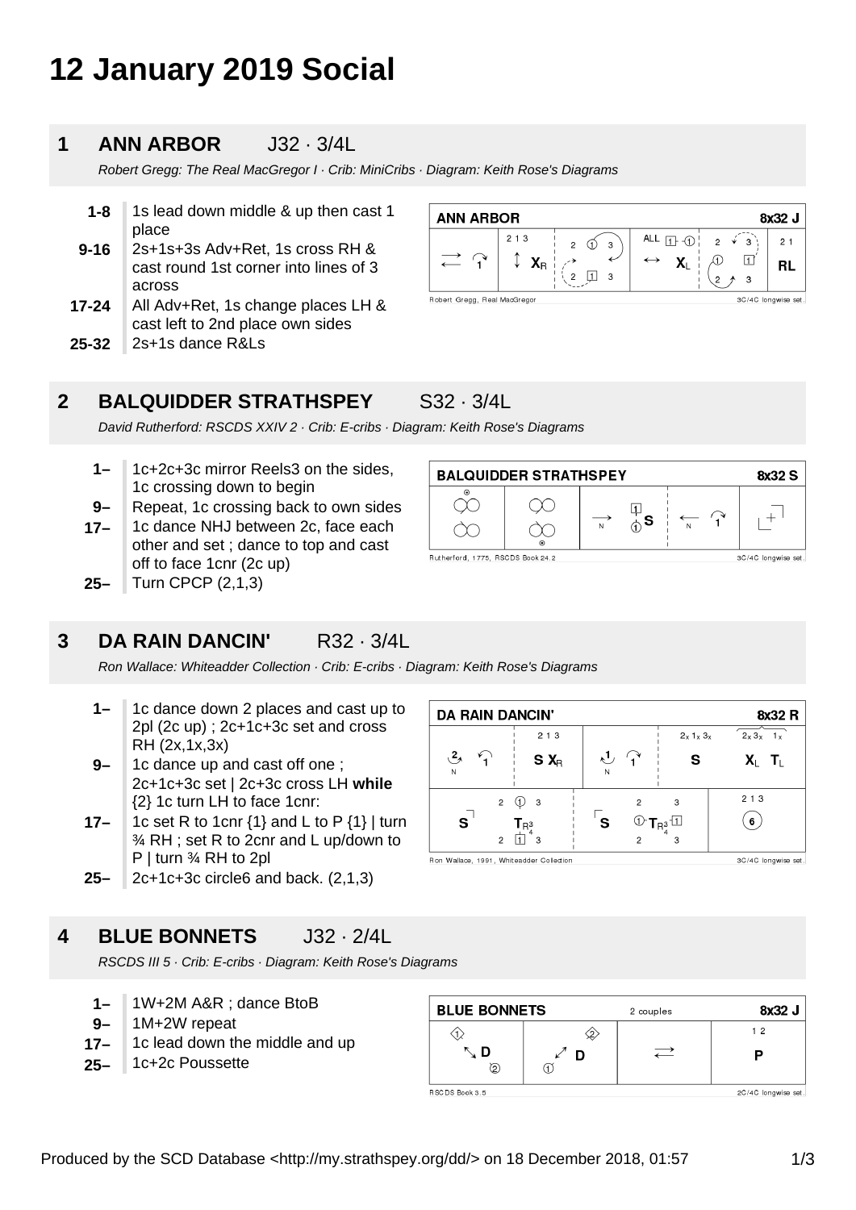# 12 January 2019 Social

## 1 ANN ARBOR J32 · 3/4L

*Robert Gregg: The Real MacGregor I · Crib: MiniCribs · Diagram: Keith Rose's Diagrams*

- **1-8** 1s lead down middle & up then cast 1 place
- **9-16** 2s+1s+3s Adv+Ret, 1s cross RH & cast round 1st corner into lines of 3 across
- **17-24** All Adv+Ret, 1s change places LH & cast left to 2nd place own sides
- **25-32** 2s+1s dance R&Ls

## 2 BALQUIDDER STRATHSPEY S32 · 3/4L

*David Rutherford: RSCDS XXIV 2 · Crib: E-cribs · Diagram: Keith Rose's Diagrams*

- **1–** 1c+2c+3c mirror Reels3 on the sides, 1c crossing down to begin
- **9–** Repeat, 1c crossing back to own sides
- **17–** 1c dance NHJ between 2c, face each other and set ; dance to top and cast off to face 1cnr (2c up)
- **25–** Turn CPCP (2,1,3)

## 3 DA RAIN DANCIN' R32 · 3/4L

*Ron Wallace: Whiteadder Collection · Crib: E-cribs · Diagram: Keith Rose's Diagrams*

- **1–** 1c dance down 2 places and cast up to 2pl (2c up) ; 2c+1c+3c set and cross RH (2x,1x,3x)
- **9–** 1c dance up and cast off one ; 2c+1c+3c set | 2c+3c cross LH **while** {2} 1c turn LH to face 1cnr:
- **17–** 1c set R to 1cnr {1} and L to P {1} | turn ¾ RH ; set R to 2cnr and L up/down to P | turn ¾ RH to 2pl
- **25–** 2c+1c+3c circle6 and back. (2,1,3)

## 4 BLUE BONNETS J32 · 2/4L

*RSCDS III 5 · Crib: E-cribs · Diagram: Keith Rose's Diagrams*

- **1–** 1W+2M A&R ; dance BtoB
- **9–** 1M+2W repeat
- **17–** 1c lead down the middle and up
- **25–** 1c+2c Poussette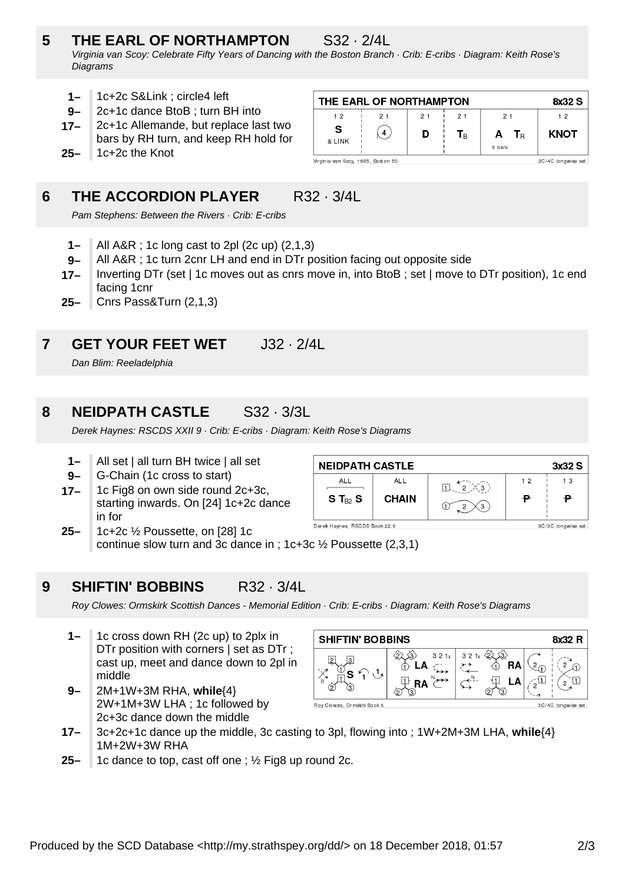## 5 THE EARL OF NORTHAMPTON S32 · 2/4L

*Virginia van Scoy: Celebrate Fifty Years of Dancing with the Boston Branch · Crib: E-cribs · Diagram: Keith Rose's Diagrams*

- **1–** 1c+2c S&Link ; circle4 left
- **9–** 2c+1c dance BtoB ; turn BH into
- **17–** 2c+1c Allemande, but replace last two bars by RH turn, and keep RH hold for
- **25–** 1c+2c the Knot

| THE EARL OF NORTHAMPTON | | | | | 8x32 S |
|---|---|---|---|---|---|
| 1 2 | 2 1 | 2 1 | 2 1 | 2 1 | 1 2 |
| S & LINK | (4) | D | $T_B$ | A $T_R$ 6 bars | KNOT |

Virginia van Scoy, 1995, Boston 50 — 2C/4C longwise set.

## 6 THE ACCORDION PLAYER R32 · 3/4L

*Pam Stephens: Between the Rivers · Crib: E-cribs*

- **1–** All A&R ; 1c long cast to 2pl (2c up) (2,1,3)
- **9–** All A&R ; 1c turn 2cnr LH and end in DTr position facing out opposite side
- **17–** Inverting DTr (set | 1c moves out as cnrs move in, into BtoB ; set | move to DTr position), 1c end facing 1cnr
- **25–** Cnrs Pass&Turn (2,1,3)

## 7 GET YOUR FEET WET J32 · 2/4L

*Dan Blim: Reeladelphia*

## 8 NEIDPATH CASTLE S32 · 3/3L

*Derek Haynes: RSCDS XXII 9 · Crib: E-cribs · Diagram: Keith Rose's Diagrams*

- **1–** All set | all turn BH twice | all set
- **9–** G-Chain (1c cross to start)
- **17–** 1c Fig8 on own side round 2c+3c, starting inwards. On [24] 1c+2c dance in for
- **25–** 1c+2c ½ Poussette, on [28] 1c continue slow turn and 3c dance in ; 1c+3c ½ Poussette (2,3,1)

| NEIDPATH CASTLE | | | | 3x32 S |
|---|---|---|---|---|
| ALL | ALL | | 1 2 | 1 3 |
| S $T_{B2}$ S | CHAIN | | P | P |

Derek Haynes, RSCDS Book 22.9 — 3C/3C longwise set.

## 9 SHIFTIN' BOBBINS R32 · 3/4L

*Roy Clowes: Ormskirk Scottish Dances - Memorial Edition · Crib: E-cribs · Diagram: Keith Rose's Diagrams*

- **1–** 1c cross down RH (2c up) to 2plx in DTr position with corners | set as DTr ; cast up, meet and dance down to 2pl in middle
- **9–** 2M+1W+3M RHA, **while**{4} 2W+1M+3W LHA ; 1c followed by 2c+3c dance down the middle
- **17–** 3c+2c+1c dance up the middle, 3c casting to 3pl, flowing into ; 1W+2M+3M LHA, **while**{4} 1M+2W+3W RHA
- **25–** 1c dance to top, cast off one ; ½ Fig8 up round 2c.

| SHIFTIN' BOBBINS | | | | | 8x32 R |
|---|---|---|---|---|---|
| S | LA / RA | | RA / LA | | |

Roy Clowes, Ormskirk Book 6 — 3C/4C longwise set.

Produced by the SCD Database <http://my.strathspey.org/dd/> on 18 December 2018, 01:57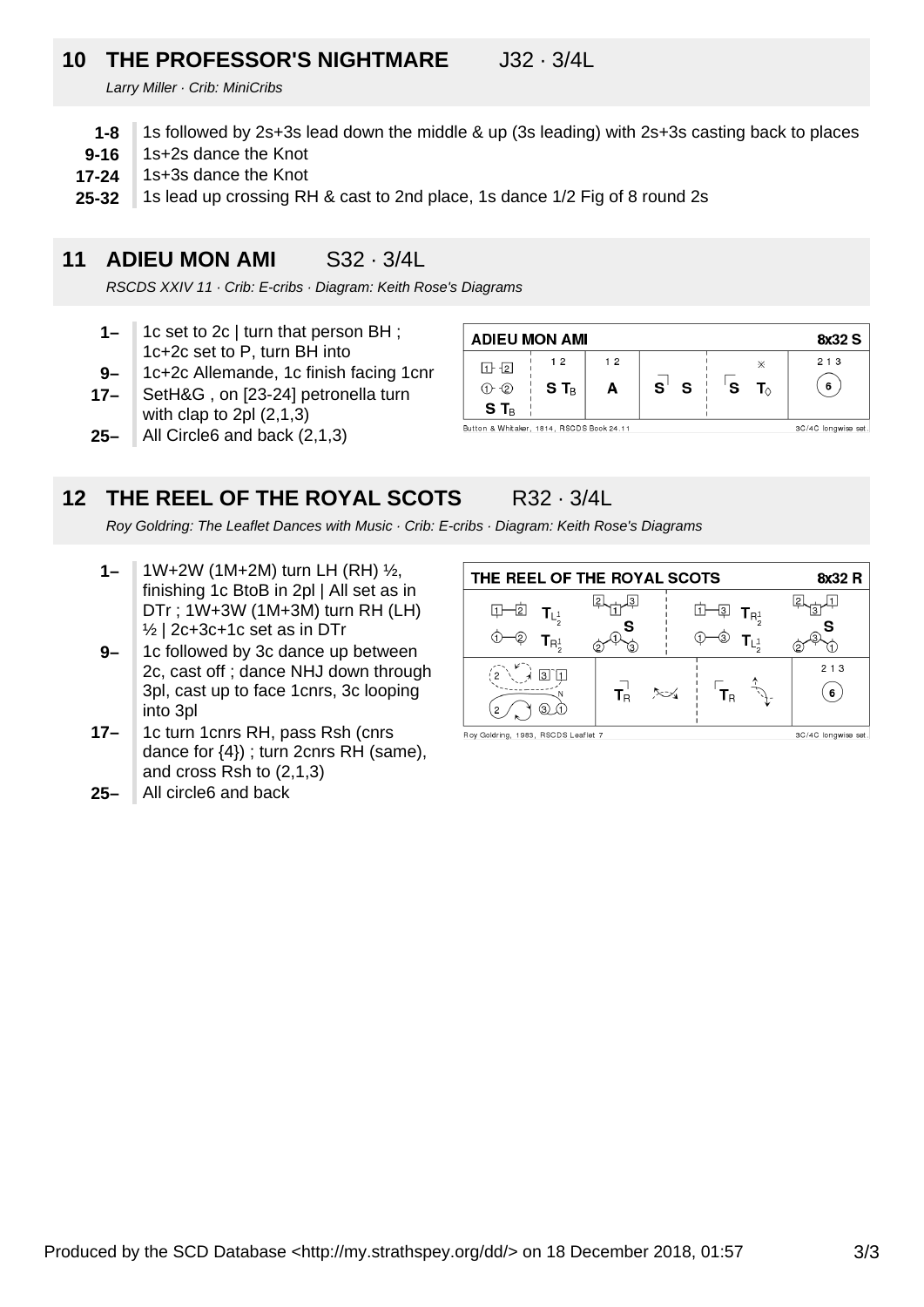## 10 THE PROFESSOR'S NIGHTMARE J32 · 3/4L

*Larry Miller · Crib: MiniCribs*

| | |
|---|---|
| **1-8** | 1s followed by 2s+3s lead down the middle & up (3s leading) with 2s+3s casting back to places |
| **9-16** | 1s+2s dance the Knot |
| **17-24** | 1s+3s dance the Knot |
| **25-32** | 1s lead up crossing RH & cast to 2nd place, 1s dance 1/2 Fig of 8 round 2s |

## 11 ADIEU MON AMI S32 · 3/4L

*RSCDS XXIV 11 · Crib: E-cribs · Diagram: Keith Rose's Diagrams*

| | |
|---|---|
| **1–** | 1c set to 2c \| turn that person BH ; 1c+2c set to P, turn BH into |
| **9–** | 1c+2c Allemande, 1c finish facing 1cnr |
| **17–** | SetH&G , on [23-24] petronella turn with clap to 2pl (2,1,3) |
| **25–** | All Circle6 and back (2,1,3) |

ADIEU MON AMI 8x32 S

Button & Whitaker, 1814, RSCDS Book 24.11 3C/4C longwise set.

## 12 THE REEL OF THE ROYAL SCOTS R32 · 3/4L

*Roy Goldring: The Leaflet Dances with Music · Crib: E-cribs · Diagram: Keith Rose's Diagrams*

| | |
|---|---|
| **1–** | 1W+2W (1M+2M) turn LH (RH) ½, finishing 1c BtoB in 2pl \| All set as in DTr ; 1W+3W (1M+3M) turn RH (LH) ½ \| 2c+3c+1c set as in DTr |
| **9–** | 1c followed by 3c dance up between 2c, cast off ; dance NHJ down through 3pl, cast up to face 1cnrs, 3c looping into 3pl |
| **17–** | 1c turn 1cnrs RH, pass Rsh (cnrs dance for {4}) ; turn 2cnrs RH (same), and cross Rsh to (2,1,3) |
| **25–** | All circle6 and back |

THE REEL OF THE ROYAL SCOTS 8x32 R

Roy Goldring, 1983, RSCDS Leaflet 7 3C/4C longwise set.

Produced by the SCD Database <http://my.strathspey.org/dd/> on 18 December 2018, 01:57